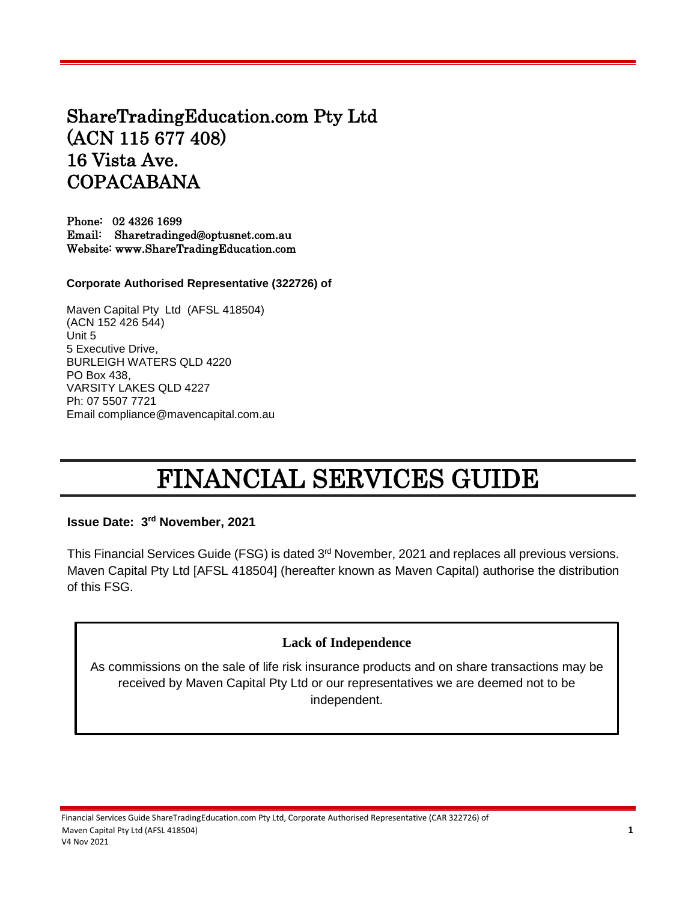# ShareTradingEducation.com Pty Ltd
# (ACN 115 677 408)
# 16 Vista Ave.
# COPACABANA

Phone: 02 4326 1699
Email: Sharetradinged@optusnet.com.au
Website: www.ShareTradingEducation.com

**Corporate Authorised Representative (322726) of**

Maven Capital Pty Ltd (AFSL 418504)
(ACN 152 426 544)
Unit 5
5 Executive Drive,
BURLEIGH WATERS QLD 4220
PO Box 438,
VARSITY LAKES QLD 4227
Ph: 07 5507 7721
Email compliance@mavencapital.com.au

# FINANCIAL SERVICES GUIDE

**Issue Date: 3rd November, 2021**

This Financial Services Guide (FSG) is dated 3rd November, 2021 and replaces all previous versions. Maven Capital Pty Ltd [AFSL 418504] (hereafter known as Maven Capital) authorise the distribution of this FSG.

**Lack of Independence**

As commissions on the sale of life risk insurance products and on share transactions may be received by Maven Capital Pty Ltd or our representatives we are deemed not to be independent.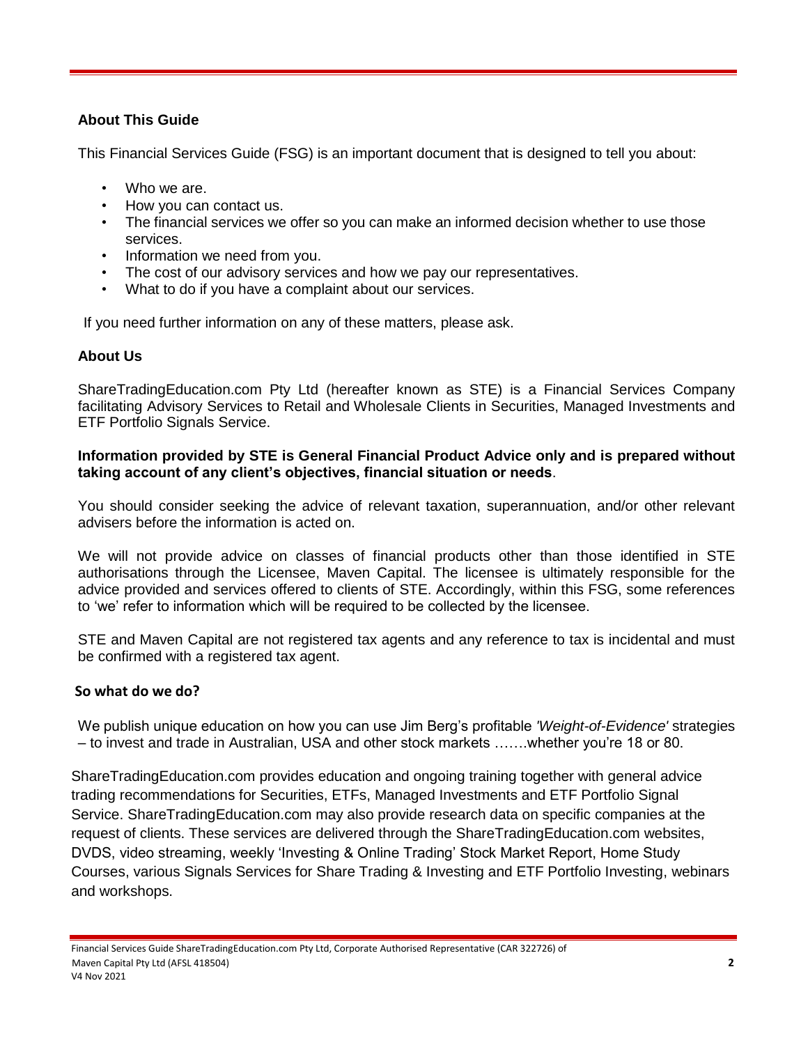## About This Guide

This Financial Services Guide (FSG) is an important document that is designed to tell you about:

- Who we are.
- How you can contact us.
- The financial services we offer so you can make an informed decision whether to use those services.
- Information we need from you.
- The cost of our advisory services and how we pay our representatives.
- What to do if you have a complaint about our services.

If you need further information on any of these matters, please ask.

## About Us

ShareTradingEducation.com Pty Ltd (hereafter known as STE) is a Financial Services Company facilitating Advisory Services to Retail and Wholesale Clients in Securities, Managed Investments and ETF Portfolio Signals Service.

**Information provided by STE is General Financial Product Advice only and is prepared without taking account of any client's objectives, financial situation or needs**.

You should consider seeking the advice of relevant taxation, superannuation, and/or other relevant advisers before the information is acted on.

We will not provide advice on classes of financial products other than those identified in STE authorisations through the Licensee, Maven Capital. The licensee is ultimately responsible for the advice provided and services offered to clients of STE. Accordingly, within this FSG, some references to 'we' refer to information which will be required to be collected by the licensee.

STE and Maven Capital are not registered tax agents and any reference to tax is incidental and must be confirmed with a registered tax agent.

## So what do we do?

We publish unique education on how you can use Jim Berg's profitable *'Weight-of-Evidence'* strategies – to invest and trade in Australian, USA and other stock markets …….whether you're 18 or 80.

ShareTradingEducation.com provides education and ongoing training together with general advice trading recommendations for Securities, ETFs, Managed Investments and ETF Portfolio Signal Service. ShareTradingEducation.com may also provide research data on specific companies at the request of clients. These services are delivered through the ShareTradingEducation.com websites, DVDS, video streaming, weekly 'Investing & Online Trading' Stock Market Report, Home Study Courses, various Signals Services for Share Trading & Investing and ETF Portfolio Investing, webinars and workshops.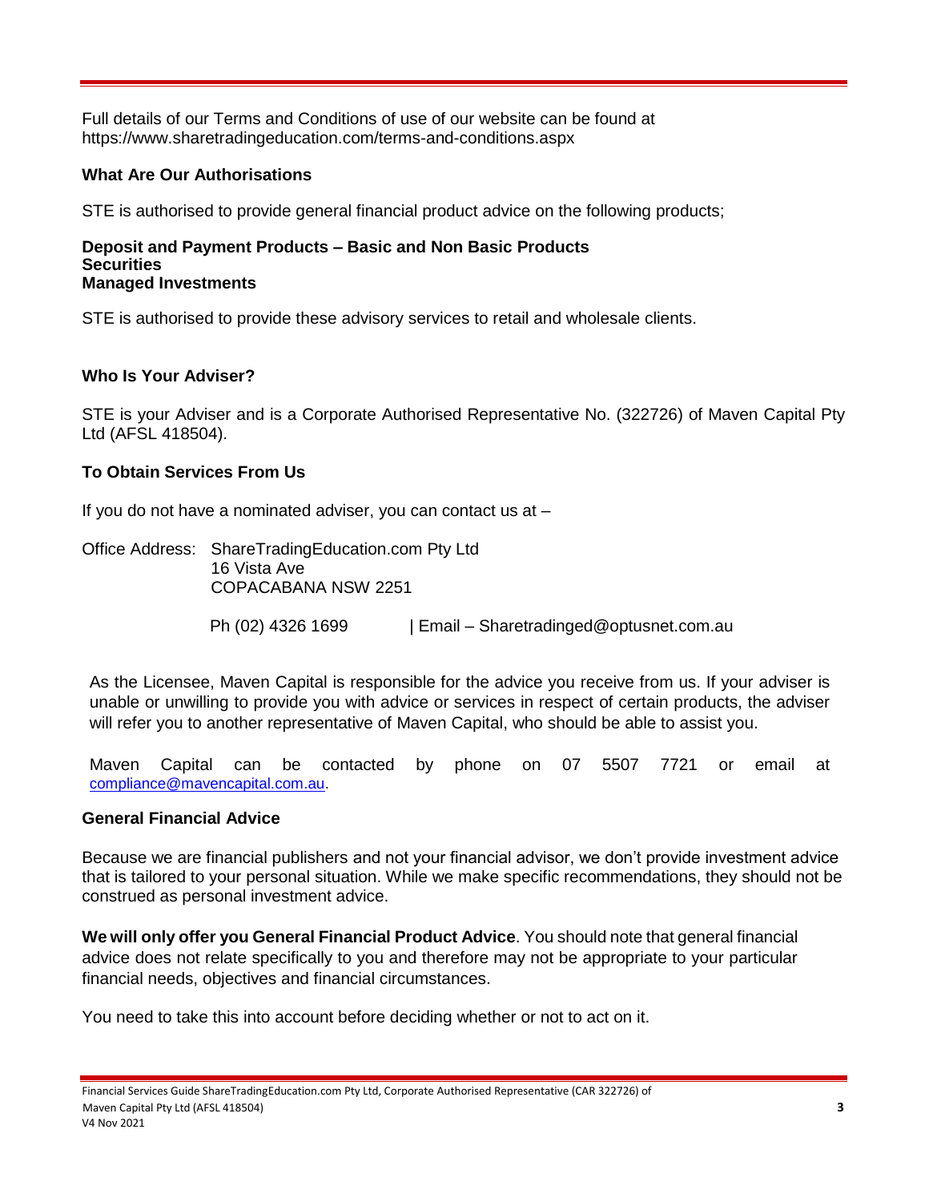Full details of our Terms and Conditions of use of our website can be found at https://www.sharetradingeducation.com/terms-and-conditions.aspx

## What Are Our Authorisations

STE is authorised to provide general financial product advice on the following products;

**Deposit and Payment Products – Basic and Non Basic Products**
**Securities**
**Managed Investments**

STE is authorised to provide these advisory services to retail and wholesale clients.

## Who Is Your Adviser?

STE is your Adviser and is a Corporate Authorised Representative No. (322726) of Maven Capital Pty Ltd (AFSL 418504).

## To Obtain Services From Us

If you do not have a nominated adviser, you can contact us at –

Office Address: ShareTradingEducation.com Pty Ltd
16 Vista Ave
COPACABANA NSW 2251

Ph (02) 4326 1699 | Email – Sharetradinged@optusnet.com.au

As the Licensee, Maven Capital is responsible for the advice you receive from us. If your adviser is unable or unwilling to provide you with advice or services in respect of certain products, the adviser will refer you to another representative of Maven Capital, who should be able to assist you.

Maven Capital can be contacted by phone on 07 5507 7721 or email at compliance@mavencapital.com.au.

## General Financial Advice

Because we are financial publishers and not your financial advisor, we don't provide investment advice that is tailored to your personal situation. While we make specific recommendations, they should not be construed as personal investment advice.

**We will only offer you General Financial Product Advice**. You should note that general financial advice does not relate specifically to you and therefore may not be appropriate to your particular financial needs, objectives and financial circumstances.

You need to take this into account before deciding whether or not to act on it.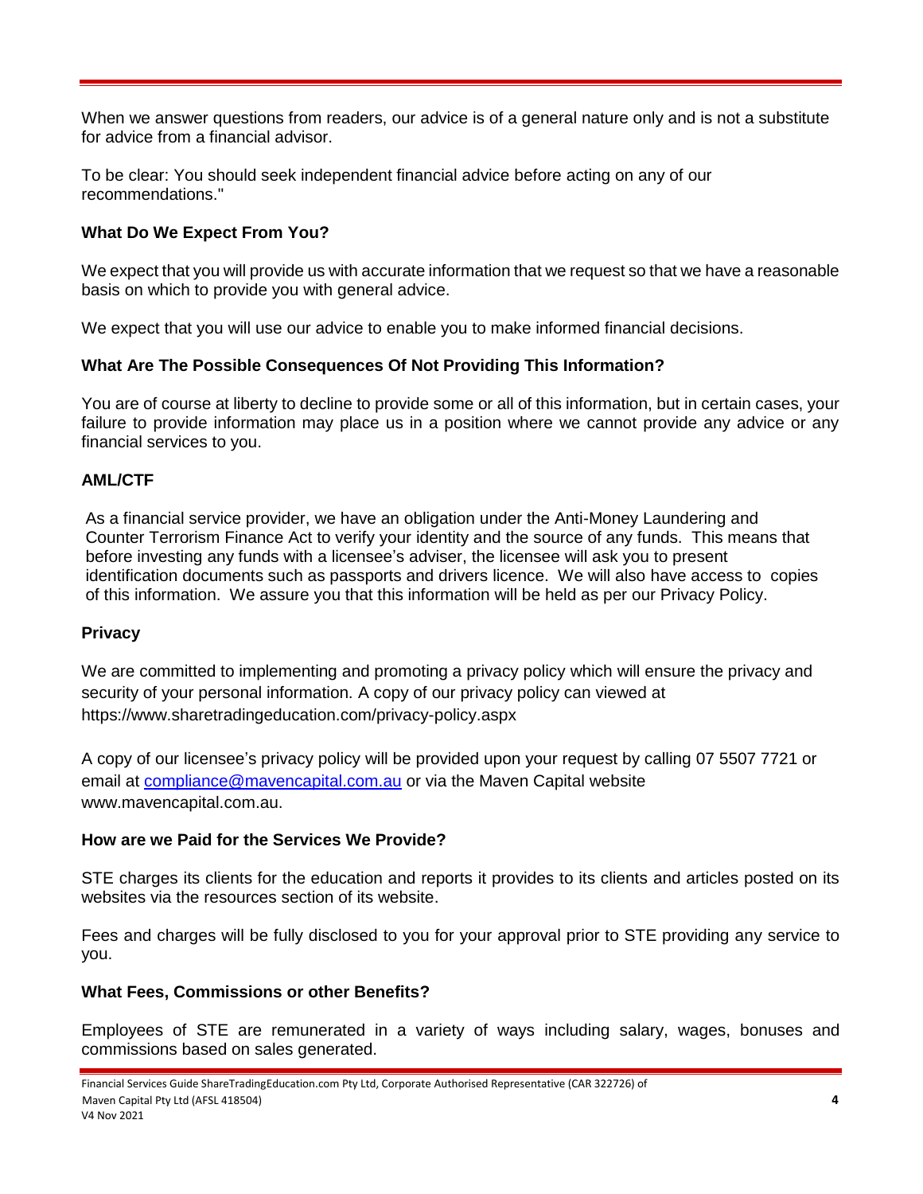When we answer questions from readers, our advice is of a general nature only and is not a substitute for advice from a financial advisor.

To be clear: You should seek independent financial advice before acting on any of our recommendations."

**What Do We Expect From You?**

We expect that you will provide us with accurate information that we request so that we have a reasonable basis on which to provide you with general advice.

We expect that you will use our advice to enable you to make informed financial decisions.

**What Are The Possible Consequences Of Not Providing This Information?**

You are of course at liberty to decline to provide some or all of this information, but in certain cases, your failure to provide information may place us in a position where we cannot provide any advice or any financial services to you.

**AML/CTF**

As a financial service provider, we have an obligation under the Anti-Money Laundering and Counter Terrorism Finance Act to verify your identity and the source of any funds. This means that before investing any funds with a licensee's adviser, the licensee will ask you to present identification documents such as passports and drivers licence. We will also have access to copies of this information. We assure you that this information will be held as per our Privacy Policy.

**Privacy**

We are committed to implementing and promoting a privacy policy which will ensure the privacy and security of your personal information. A copy of our privacy policy can viewed at https://www.sharetradingeducation.com/privacy-policy.aspx

A copy of our licensee's privacy policy will be provided upon your request by calling 07 5507 7721 or email at [compliance@mavencapital.com.au](mailto:compliance@mavencapital.com.au) or via the Maven Capital website www.mavencapital.com.au.

**How are we Paid for the Services We Provide?**

STE charges its clients for the education and reports it provides to its clients and articles posted on its websites via the resources section of its website.

Fees and charges will be fully disclosed to you for your approval prior to STE providing any service to you.

**What Fees, Commissions or other Benefits?**

Employees of STE are remunerated in a variety of ways including salary, wages, bonuses and commissions based on sales generated.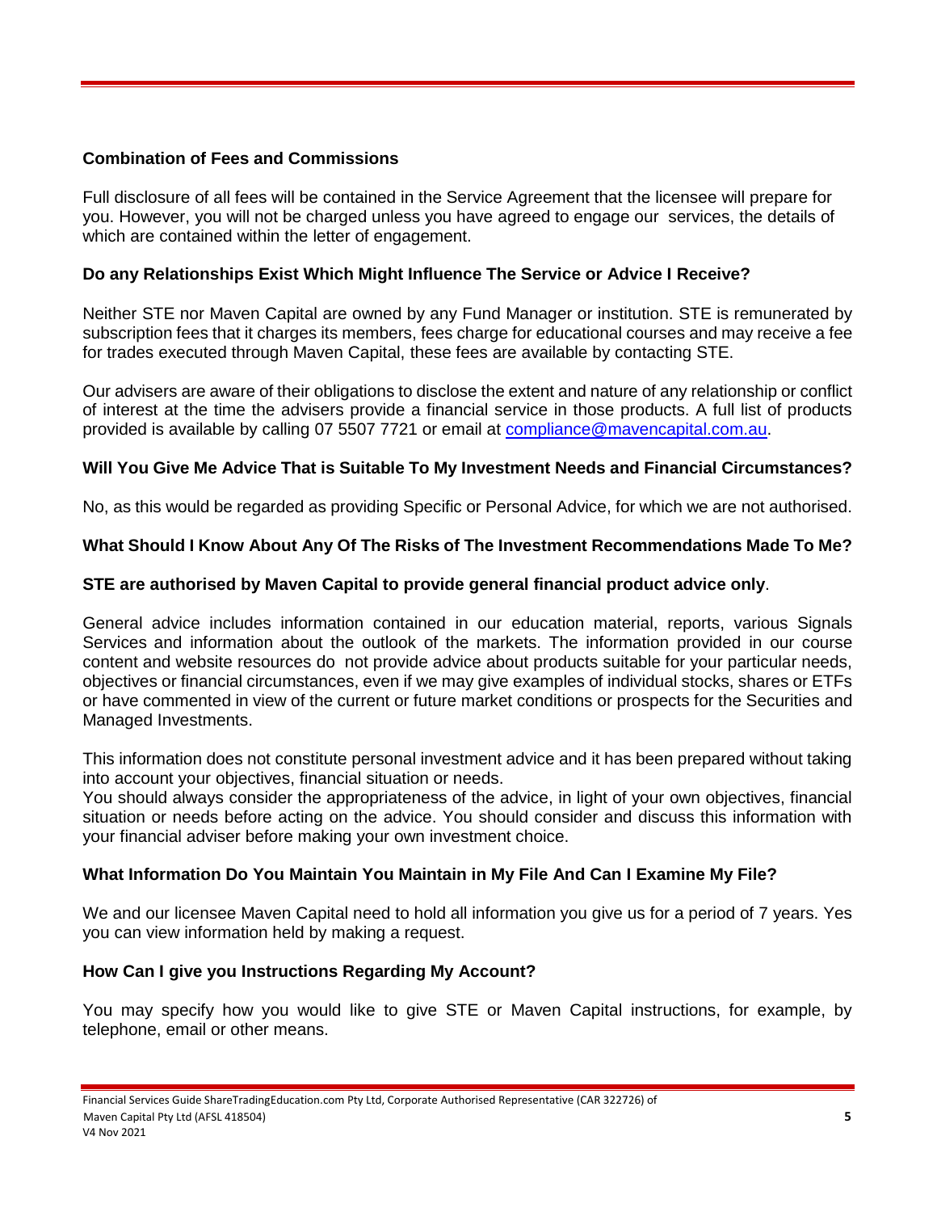## Combination of Fees and Commissions

Full disclosure of all fees will be contained in the Service Agreement that the licensee will prepare for you. However, you will not be charged unless you have agreed to engage our services, the details of which are contained within the letter of engagement.

## Do any Relationships Exist Which Might Influence The Service or Advice I Receive?

Neither STE nor Maven Capital are owned by any Fund Manager or institution. STE is remunerated by subscription fees that it charges its members, fees charge for educational courses and may receive a fee for trades executed through Maven Capital, these fees are available by contacting STE.

Our advisers are aware of their obligations to disclose the extent and nature of any relationship or conflict of interest at the time the advisers provide a financial service in those products. A full list of products provided is available by calling 07 5507 7721 or email at compliance@mavencapital.com.au.

## Will You Give Me Advice That is Suitable To My Investment Needs and Financial Circumstances?

No, as this would be regarded as providing Specific or Personal Advice, for which we are not authorised.

## What Should I Know About Any Of The Risks of The Investment Recommendations Made To Me?

**STE are authorised by Maven Capital to provide general financial product advice only**.

General advice includes information contained in our education material, reports, various Signals Services and information about the outlook of the markets. The information provided in our course content and website resources do not provide advice about products suitable for your particular needs, objectives or financial circumstances, even if we may give examples of individual stocks, shares or ETFs or have commented in view of the current or future market conditions or prospects for the Securities and Managed Investments.

This information does not constitute personal investment advice and it has been prepared without taking into account your objectives, financial situation or needs.
You should always consider the appropriateness of the advice, in light of your own objectives, financial situation or needs before acting on the advice. You should consider and discuss this information with your financial adviser before making your own investment choice.

## What Information Do You Maintain You Maintain in My File And Can I Examine My File?

We and our licensee Maven Capital need to hold all information you give us for a period of 7 years. Yes you can view information held by making a request.

## How Can I give you Instructions Regarding My Account?

You may specify how you would like to give STE or Maven Capital instructions, for example, by telephone, email or other means.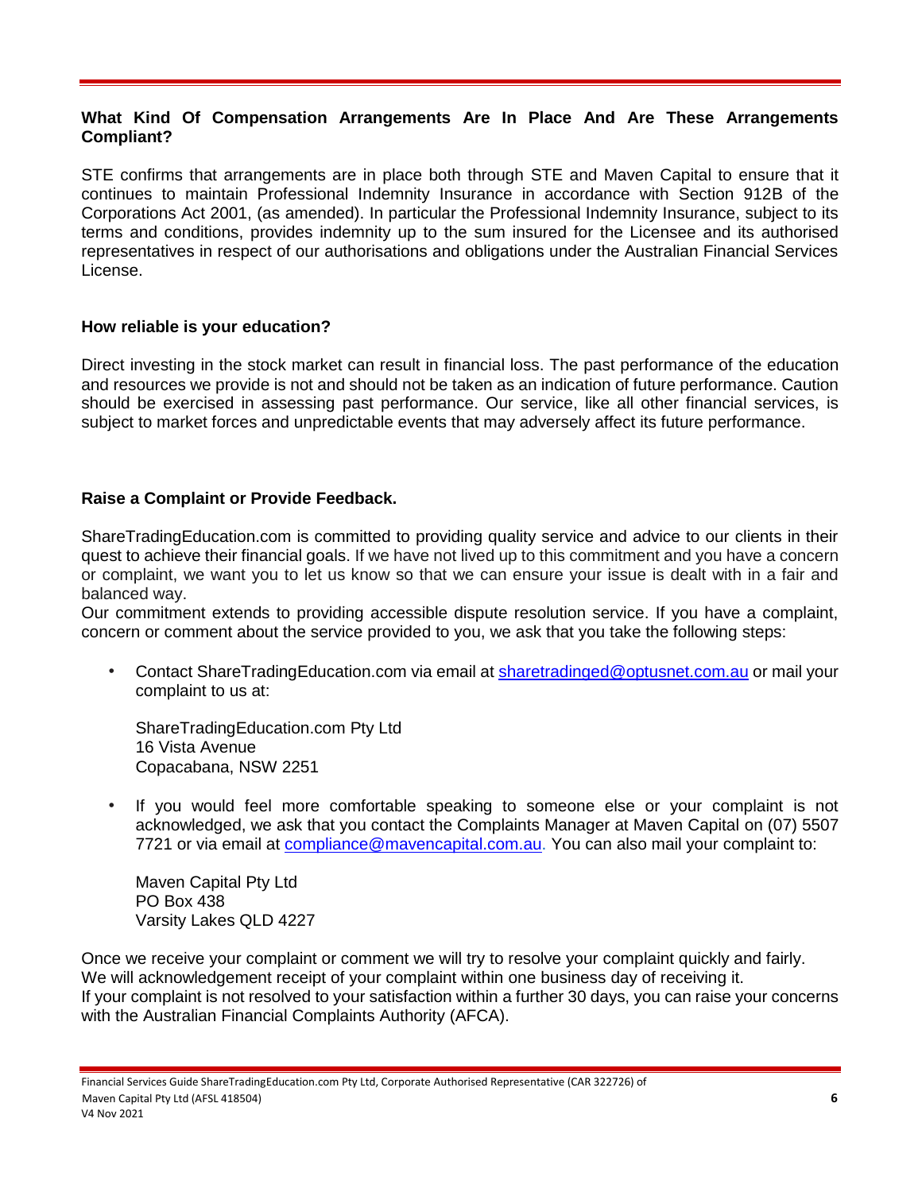**What Kind Of Compensation Arrangements Are In Place And Are These Arrangements Compliant?**

STE confirms that arrangements are in place both through STE and Maven Capital to ensure that it continues to maintain Professional Indemnity Insurance in accordance with Section 912B of the Corporations Act 2001, (as amended). In particular the Professional Indemnity Insurance, subject to its terms and conditions, provides indemnity up to the sum insured for the Licensee and its authorised representatives in respect of our authorisations and obligations under the Australian Financial Services License.

**How reliable is your education?**

Direct investing in the stock market can result in financial loss. The past performance of the education and resources we provide is not and should not be taken as an indication of future performance. Caution should be exercised in assessing past performance. Our service, like all other financial services, is subject to market forces and unpredictable events that may adversely affect its future performance.

**Raise a Complaint or Provide Feedback.**

ShareTradingEducation.com is committed to providing quality service and advice to our clients in their quest to achieve their financial goals. If we have not lived up to this commitment and you have a concern or complaint, we want you to let us know so that we can ensure your issue is dealt with in a fair and balanced way.
Our commitment extends to providing accessible dispute resolution service. If you have a complaint, concern or comment about the service provided to you, we ask that you take the following steps:

- Contact ShareTradingEducation.com via email at sharetradinged@optusnet.com.au or mail your complaint to us at:

  ShareTradingEducation.com Pty Ltd
  16 Vista Avenue
  Copacabana, NSW 2251

- If you would feel more comfortable speaking to someone else or your complaint is not acknowledged, we ask that you contact the Complaints Manager at Maven Capital on (07) 5507 7721 or via email at compliance@mavencapital.com.au. You can also mail your complaint to:

  Maven Capital Pty Ltd
  PO Box 438
  Varsity Lakes QLD 4227

Once we receive your complaint or comment we will try to resolve your complaint quickly and fairly.
We will acknowledgement receipt of your complaint within one business day of receiving it.
If your complaint is not resolved to your satisfaction within a further 30 days, you can raise your concerns with the Australian Financial Complaints Authority (AFCA).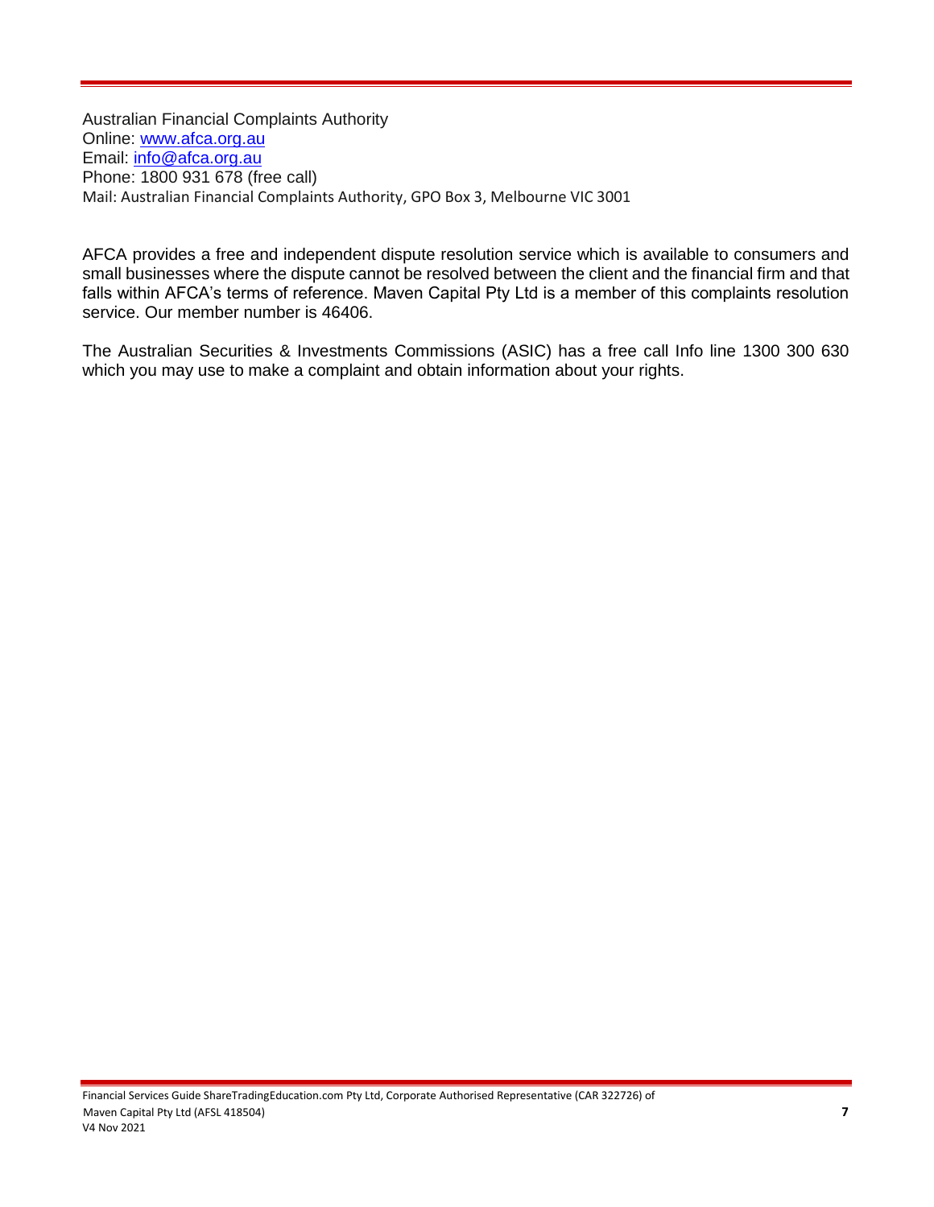Australian Financial Complaints Authority
Online: www.afca.org.au
Email: info@afca.org.au
Phone: 1800 931 678 (free call)
Mail: Australian Financial Complaints Authority, GPO Box 3, Melbourne VIC 3001

AFCA provides a free and independent dispute resolution service which is available to consumers and small businesses where the dispute cannot be resolved between the client and the financial firm and that falls within AFCA's terms of reference. Maven Capital Pty Ltd is a member of this complaints resolution service. Our member number is 46406.

The Australian Securities & Investments Commissions (ASIC) has a free call Info line 1300 300 630 which you may use to make a complaint and obtain information about your rights.